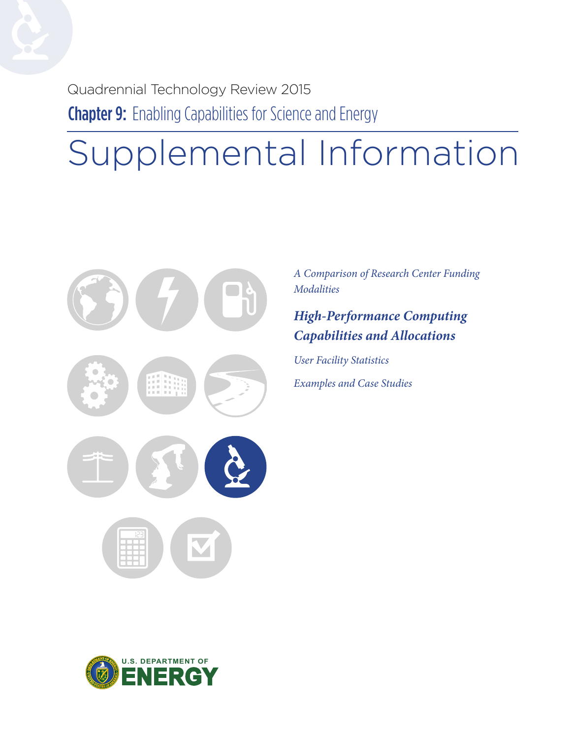Quadrennial Technology Review 2015

**Chapter 9:** Enabling Capabilities for Science and Energy

# Supplemental Information

*A Comparison of Research Center Funding Modalities*

***High-Performance Computing Capabilities and Allocations***

*User Facility Statistics*

*Examples and Case Studies*

U.S. DEPARTMENT OF ENERGY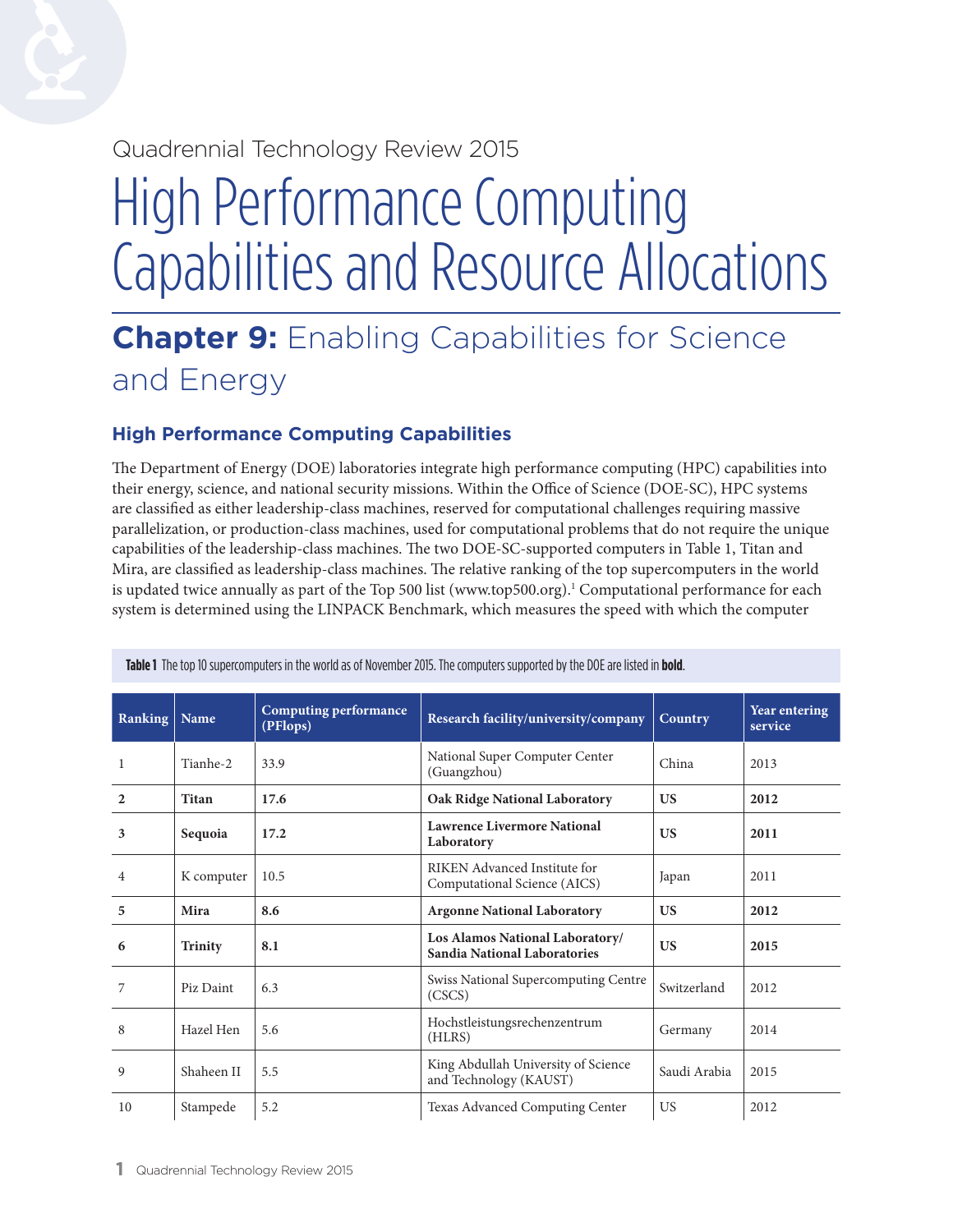Quadrennial Technology Review 2015

# High Performance Computing Capabilities and Resource Allocations

## **Chapter 9:** Enabling Capabilities for Science and Energy

### High Performance Computing Capabilities

The Department of Energy (DOE) laboratories integrate high performance computing (HPC) capabilities into their energy, science, and national security missions. Within the Office of Science (DOE-SC), HPC systems are classified as either leadership-class machines, reserved for computational challenges requiring massive parallelization, or production-class machines, used for computational problems that do not require the unique capabilities of the leadership-class machines. The two DOE-SC-supported computers in Table 1, Titan and Mira, are classified as leadership-class machines. The relative ranking of the top supercomputers in the world is updated twice annually as part of the Top 500 list (www.top500.org).[1] Computational performance for each system is determined using the LINPACK Benchmark, which measures the speed with which the computer

**Table 1** The top 10 supercomputers in the world as of November 2015. The computers supported by the DOE are listed in **bold**.

| Ranking | Name | Computing performance (PFlops) | Research facility/university/company | Country | Year entering service |
|---|---|---|---|---|---|
| 1 | Tianhe-2 | 33.9 | National Super Computer Center (Guangzhou) | China | 2013 |
| **2** | **Titan** | **17.6** | **Oak Ridge National Laboratory** | **US** | **2012** |
| **3** | **Sequoia** | **17.2** | **Lawrence Livermore National Laboratory** | **US** | **2011** |
| 4 | K computer | 10.5 | RIKEN Advanced Institute for Computational Science (AICS) | Japan | 2011 |
| **5** | **Mira** | **8.6** | **Argonne National Laboratory** | **US** | **2012** |
| **6** | **Trinity** | **8.1** | **Los Alamos National Laboratory/ Sandia National Laboratories** | **US** | **2015** |
| 7 | Piz Daint | 6.3 | Swiss National Supercomputing Centre (CSCS) | Switzerland | 2012 |
| 8 | Hazel Hen | 5.6 | Hochstleistungsrechenzentrum (HLRS) | Germany | 2014 |
| 9 | Shaheen II | 5.5 | King Abdullah University of Science and Technology (KAUST) | Saudi Arabia | 2015 |
| 10 | Stampede | 5.2 | Texas Advanced Computing Center | US | 2012 |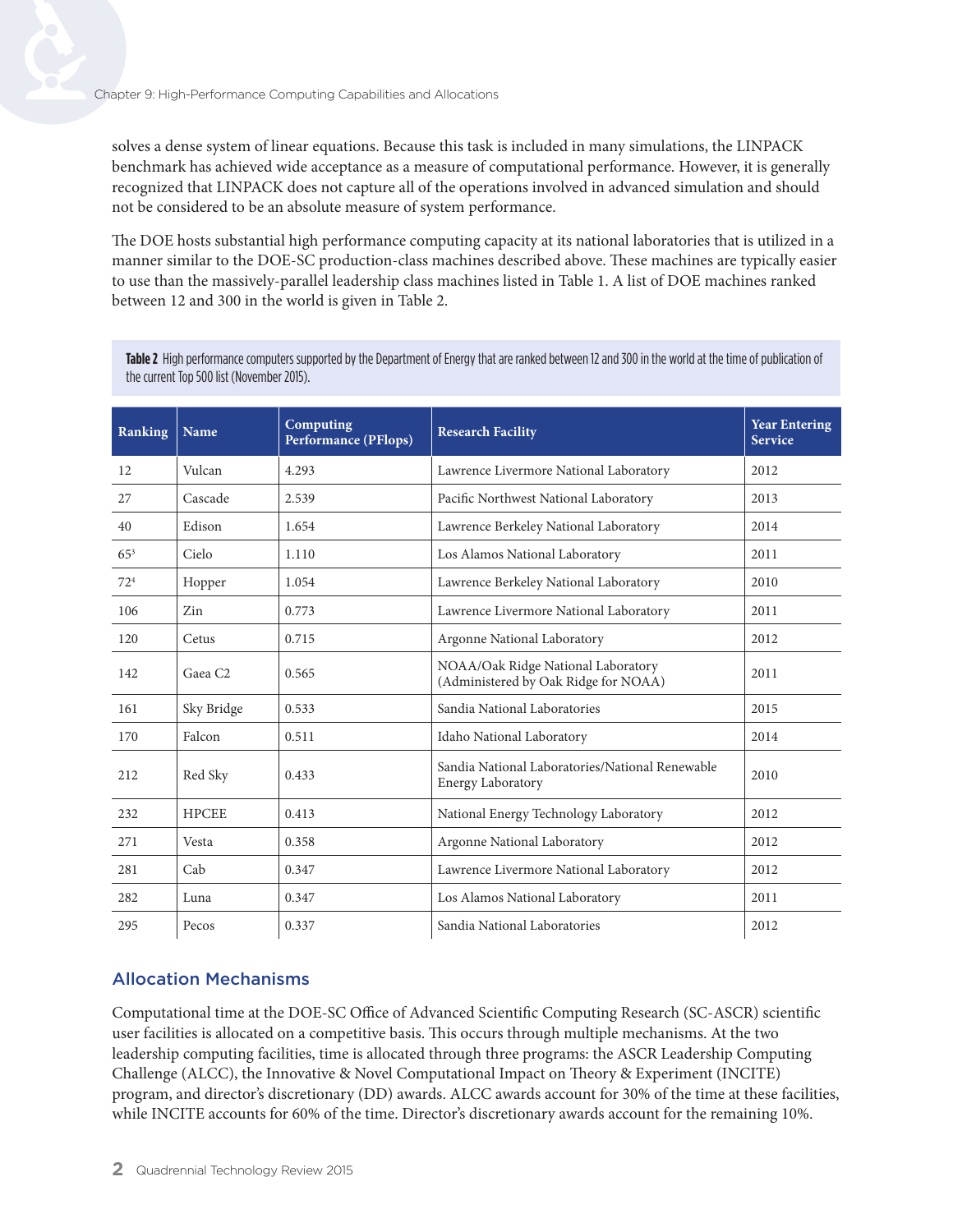solves a dense system of linear equations. Because this task is included in many simulations, the LINPACK benchmark has achieved wide acceptance as a measure of computational performance. However, it is generally recognized that LINPACK does not capture all of the operations involved in advanced simulation and should not be considered to be an absolute measure of system performance.

The DOE hosts substantial high performance computing capacity at its national laboratories that is utilized in a manner similar to the DOE-SC production-class machines described above. These machines are typically easier to use than the massively-parallel leadership class machines listed in Table 1. A list of DOE machines ranked between 12 and 300 in the world is given in Table 2.

**Table 2** High performance computers supported by the Department of Energy that are ranked between 12 and 300 in the world at the time of publication of the current Top 500 list (November 2015).

| Ranking | Name | Computing Performance (PFlops) | Research Facility | Year Entering Service |
|---|---|---|---|---|
| 12 | Vulcan | 4.293 | Lawrence Livermore National Laboratory | 2012 |
| 27 | Cascade | 2.539 | Pacific Northwest National Laboratory | 2013 |
| 40 | Edison | 1.654 | Lawrence Berkeley National Laboratory | 2014 |
| 65[3] | Cielo | 1.110 | Los Alamos National Laboratory | 2011 |
| 72[4] | Hopper | 1.054 | Lawrence Berkeley National Laboratory | 2010 |
| 106 | Zin | 0.773 | Lawrence Livermore National Laboratory | 2011 |
| 120 | Cetus | 0.715 | Argonne National Laboratory | 2012 |
| 142 | Gaea C2 | 0.565 | NOAA/Oak Ridge National Laboratory (Administered by Oak Ridge for NOAA) | 2011 |
| 161 | Sky Bridge | 0.533 | Sandia National Laboratories | 2015 |
| 170 | Falcon | 0.511 | Idaho National Laboratory | 2014 |
| 212 | Red Sky | 0.433 | Sandia National Laboratories/National Renewable Energy Laboratory | 2010 |
| 232 | HPCEE | 0.413 | National Energy Technology Laboratory | 2012 |
| 271 | Vesta | 0.358 | Argonne National Laboratory | 2012 |
| 281 | Cab | 0.347 | Lawrence Livermore National Laboratory | 2012 |
| 282 | Luna | 0.347 | Los Alamos National Laboratory | 2011 |
| 295 | Pecos | 0.337 | Sandia National Laboratories | 2012 |

## Allocation Mechanisms

Computational time at the DOE-SC Office of Advanced Scientific Computing Research (SC-ASCR) scientific user facilities is allocated on a competitive basis. This occurs through multiple mechanisms. At the two leadership computing facilities, time is allocated through three programs: the ASCR Leadership Computing Challenge (ALCC), the Innovative & Novel Computational Impact on Theory & Experiment (INCITE) program, and director's discretionary (DD) awards. ALCC awards account for 30% of the time at these facilities, while INCITE accounts for 60% of the time. Director's discretionary awards account for the remaining 10%.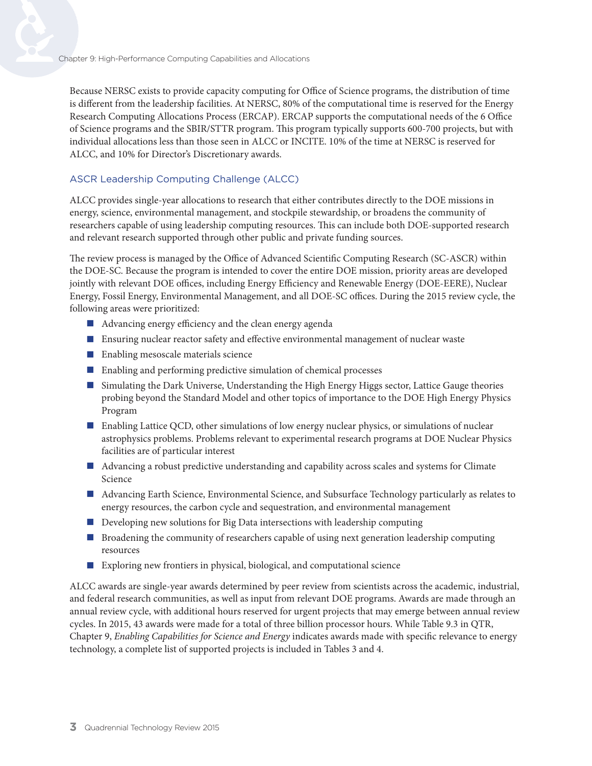Because NERSC exists to provide capacity computing for Office of Science programs, the distribution of time is different from the leadership facilities. At NERSC, 80% of the computational time is reserved for the Energy Research Computing Allocations Process (ERCAP). ERCAP supports the computational needs of the 6 Office of Science programs and the SBIR/STTR program. This program typically supports 600-700 projects, but with individual allocations less than those seen in ALCC or INCITE. 10% of the time at NERSC is reserved for ALCC, and 10% for Director's Discretionary awards.

## ASCR Leadership Computing Challenge (ALCC)

ALCC provides single-year allocations to research that either contributes directly to the DOE missions in energy, science, environmental management, and stockpile stewardship, or broadens the community of researchers capable of using leadership computing resources. This can include both DOE-supported research and relevant research supported through other public and private funding sources.

The review process is managed by the Office of Advanced Scientific Computing Research (SC-ASCR) within the DOE-SC. Because the program is intended to cover the entire DOE mission, priority areas are developed jointly with relevant DOE offices, including Energy Efficiency and Renewable Energy (DOE-EERE), Nuclear Energy, Fossil Energy, Environmental Management, and all DOE-SC offices. During the 2015 review cycle, the following areas were prioritized:

- Advancing energy efficiency and the clean energy agenda
- Ensuring nuclear reactor safety and effective environmental management of nuclear waste
- Enabling mesoscale materials science
- Enabling and performing predictive simulation of chemical processes
- Simulating the Dark Universe, Understanding the High Energy Higgs sector, Lattice Gauge theories probing beyond the Standard Model and other topics of importance to the DOE High Energy Physics Program
- Enabling Lattice QCD, other simulations of low energy nuclear physics, or simulations of nuclear astrophysics problems. Problems relevant to experimental research programs at DOE Nuclear Physics facilities are of particular interest
- Advancing a robust predictive understanding and capability across scales and systems for Climate Science
- Advancing Earth Science, Environmental Science, and Subsurface Technology particularly as relates to energy resources, the carbon cycle and sequestration, and environmental management
- Developing new solutions for Big Data intersections with leadership computing
- Broadening the community of researchers capable of using next generation leadership computing resources
- Exploring new frontiers in physical, biological, and computational science

ALCC awards are single-year awards determined by peer review from scientists across the academic, industrial, and federal research communities, as well as input from relevant DOE programs. Awards are made through an annual review cycle, with additional hours reserved for urgent projects that may emerge between annual review cycles. In 2015, 43 awards were made for a total of three billion processor hours. While Table 9.3 in QTR, Chapter 9, *Enabling Capabilities for Science and Energy* indicates awards made with specific relevance to energy technology, a complete list of supported projects is included in Tables 3 and 4.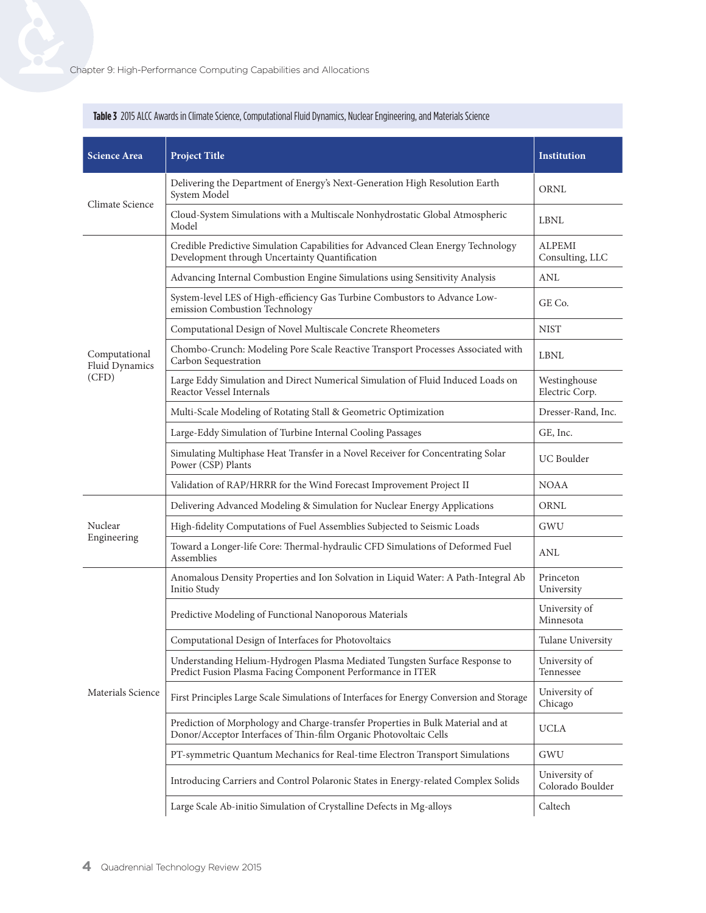**Table 3** 2015 ALCC Awards in Climate Science, Computational Fluid Dynamics, Nuclear Engineering, and Materials Science

| Science Area | Project Title | Institution |
|---|---|---|
| Climate Science | Delivering the Department of Energy's Next-Generation High Resolution Earth System Model | ORNL |
| | Cloud-System Simulations with a Multiscale Nonhydrostatic Global Atmospheric Model | LBNL |
| Computational Fluid Dynamics (CFD) | Credible Predictive Simulation Capabilities for Advanced Clean Energy Technology Development through Uncertainty Quantification | ALPEMI Consulting, LLC |
| | Advancing Internal Combustion Engine Simulations using Sensitivity Analysis | ANL |
| | System-level LES of High-efficiency Gas Turbine Combustors to Advance Low-emission Combustion Technology | GE Co. |
| | Computational Design of Novel Multiscale Concrete Rheometers | NIST |
| | Chombo-Crunch: Modeling Pore Scale Reactive Transport Processes Associated with Carbon Sequestration | LBNL |
| | Large Eddy Simulation and Direct Numerical Simulation of Fluid Induced Loads on Reactor Vessel Internals | Westinghouse Electric Corp. |
| | Multi-Scale Modeling of Rotating Stall & Geometric Optimization | Dresser-Rand, Inc. |
| | Large-Eddy Simulation of Turbine Internal Cooling Passages | GE, Inc. |
| | Simulating Multiphase Heat Transfer in a Novel Receiver for Concentrating Solar Power (CSP) Plants | UC Boulder |
| | Validation of RAP/HRRR for the Wind Forecast Improvement Project II | NOAA |
| Nuclear Engineering | Delivering Advanced Modeling & Simulation for Nuclear Energy Applications | ORNL |
| | High-fidelity Computations of Fuel Assemblies Subjected to Seismic Loads | GWU |
| | Toward a Longer-life Core: Thermal-hydraulic CFD Simulations of Deformed Fuel Assemblies | ANL |
| Materials Science | Anomalous Density Properties and Ion Solvation in Liquid Water: A Path-Integral Ab Initio Study | Princeton University |
| | Predictive Modeling of Functional Nanoporous Materials | University of Minnesota |
| | Computational Design of Interfaces for Photovoltaics | Tulane University |
| | Understanding Helium-Hydrogen Plasma Mediated Tungsten Surface Response to Predict Fusion Plasma Facing Component Performance in ITER | University of Tennessee |
| | First Principles Large Scale Simulations of Interfaces for Energy Conversion and Storage | University of Chicago |
| | Prediction of Morphology and Charge-transfer Properties in Bulk Material and at Donor/Acceptor Interfaces of Thin-film Organic Photovoltaic Cells | UCLA |
| | PT-symmetric Quantum Mechanics for Real-time Electron Transport Simulations | GWU |
| | Introducing Carriers and Control Polaronic States in Energy-related Complex Solids | University of Colorado Boulder |
| | Large Scale Ab-initio Simulation of Crystalline Defects in Mg-alloys | Caltech |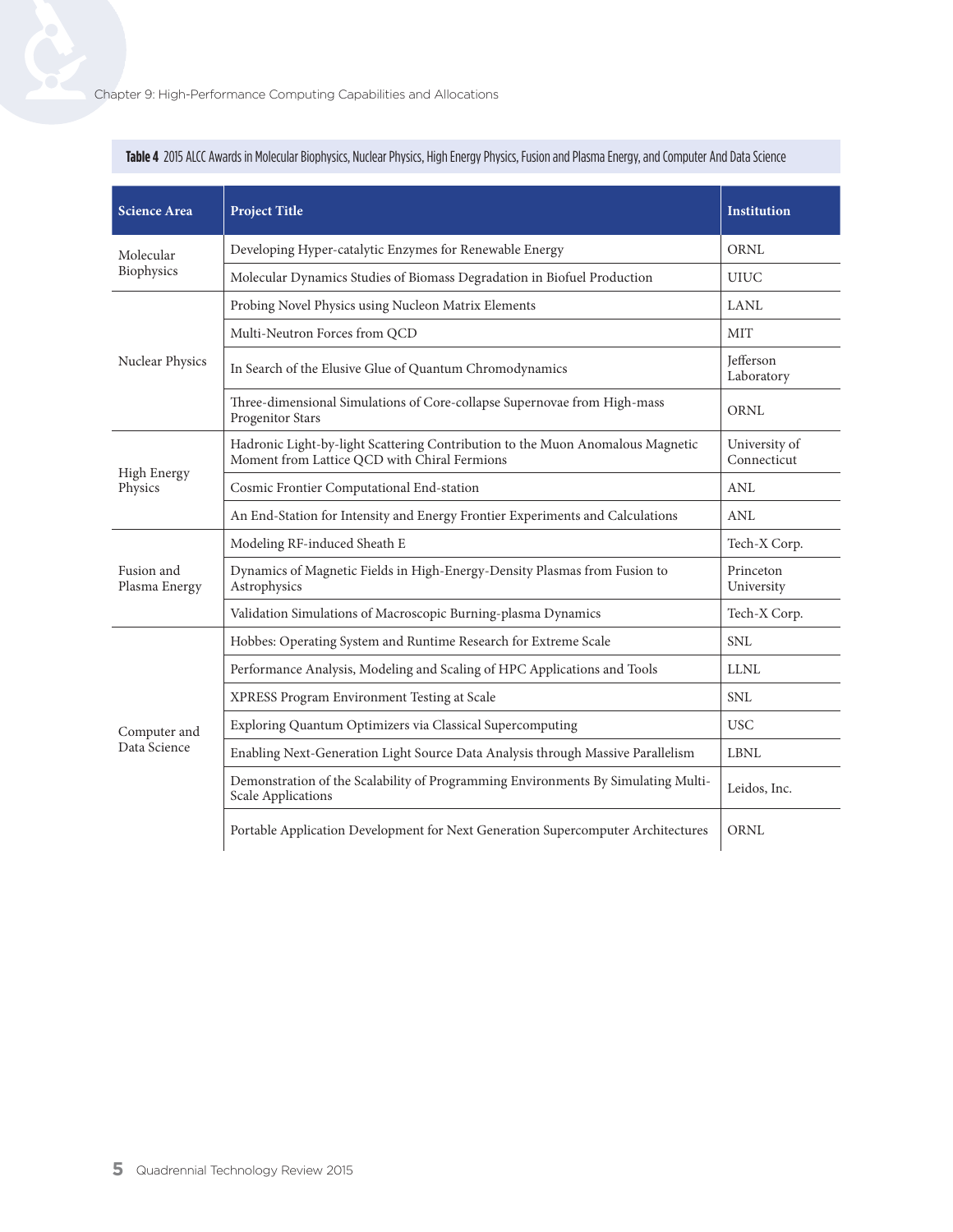**Table 4** 2015 ALCC Awards in Molecular Biophysics, Nuclear Physics, High Energy Physics, Fusion and Plasma Energy, and Computer And Data Science

| Science Area | Project Title | Institution |
|---|---|---|
| Molecular Biophysics | Developing Hyper-catalytic Enzymes for Renewable Energy | ORNL |
| | Molecular Dynamics Studies of Biomass Degradation in Biofuel Production | UIUC |
| Nuclear Physics | Probing Novel Physics using Nucleon Matrix Elements | LANL |
| | Multi-Neutron Forces from QCD | MIT |
| | In Search of the Elusive Glue of Quantum Chromodynamics | Jefferson Laboratory |
| | Three-dimensional Simulations of Core-collapse Supernovae from High-mass Progenitor Stars | ORNL |
| High Energy Physics | Hadronic Light-by-light Scattering Contribution to the Muon Anomalous Magnetic Moment from Lattice QCD with Chiral Fermions | University of Connecticut |
| | Cosmic Frontier Computational End-station | ANL |
| | An End-Station for Intensity and Energy Frontier Experiments and Calculations | ANL |
| Fusion and Plasma Energy | Modeling RF-induced Sheath E | Tech-X Corp. |
| | Dynamics of Magnetic Fields in High-Energy-Density Plasmas from Fusion to Astrophysics | Princeton University |
| | Validation Simulations of Macroscopic Burning-plasma Dynamics | Tech-X Corp. |
| Computer and Data Science | Hobbes: Operating System and Runtime Research for Extreme Scale | SNL |
| | Performance Analysis, Modeling and Scaling of HPC Applications and Tools | LLNL |
| | XPRESS Program Environment Testing at Scale | SNL |
| | Exploring Quantum Optimizers via Classical Supercomputing | USC |
| | Enabling Next-Generation Light Source Data Analysis through Massive Parallelism | LBNL |
| | Demonstration of the Scalability of Programming Environments By Simulating Multi-Scale Applications | Leidos, Inc. |
| | Portable Application Development for Next Generation Supercomputer Architectures | ORNL |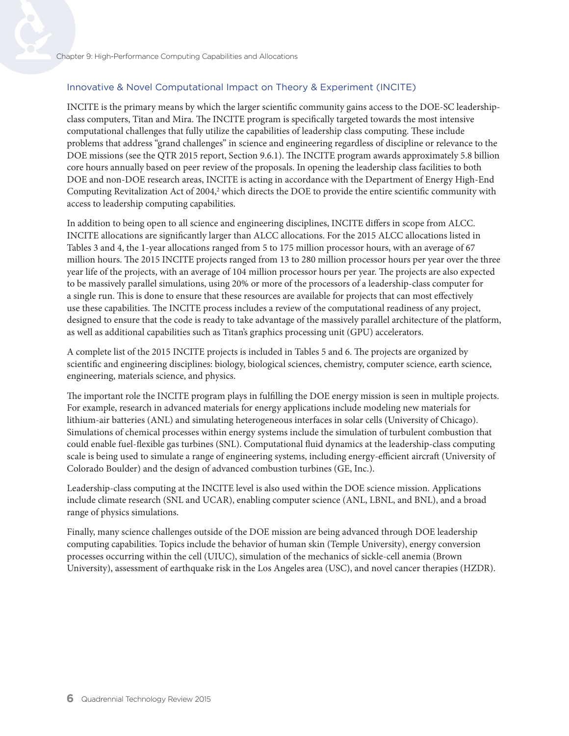## Innovative & Novel Computational Impact on Theory & Experiment (INCITE)

INCITE is the primary means by which the larger scientific community gains access to the DOE-SC leadership-class computers, Titan and Mira. The INCITE program is specifically targeted towards the most intensive computational challenges that fully utilize the capabilities of leadership class computing. These include problems that address "grand challenges" in science and engineering regardless of discipline or relevance to the DOE missions (see the QTR 2015 report, Section 9.6.1). The INCITE program awards approximately 5.8 billion core hours annually based on peer review of the proposals. In opening the leadership class facilities to both DOE and non-DOE research areas, INCITE is acting in accordance with the Department of Energy High-End Computing Revitalization Act of 2004,[2] which directs the DOE to provide the entire scientific community with access to leadership computing capabilities.

In addition to being open to all science and engineering disciplines, INCITE differs in scope from ALCC. INCITE allocations are significantly larger than ALCC allocations. For the 2015 ALCC allocations listed in Tables 3 and 4, the 1-year allocations ranged from 5 to 175 million processor hours, with an average of 67 million hours. The 2015 INCITE projects ranged from 13 to 280 million processor hours per year over the three year life of the projects, with an average of 104 million processor hours per year. The projects are also expected to be massively parallel simulations, using 20% or more of the processors of a leadership-class computer for a single run. This is done to ensure that these resources are available for projects that can most effectively use these capabilities. The INCITE process includes a review of the computational readiness of any project, designed to ensure that the code is ready to take advantage of the massively parallel architecture of the platform, as well as additional capabilities such as Titan's graphics processing unit (GPU) accelerators.

A complete list of the 2015 INCITE projects is included in Tables 5 and 6. The projects are organized by scientific and engineering disciplines: biology, biological sciences, chemistry, computer science, earth science, engineering, materials science, and physics.

The important role the INCITE program plays in fulfilling the DOE energy mission is seen in multiple projects. For example, research in advanced materials for energy applications include modeling new materials for lithium-air batteries (ANL) and simulating heterogeneous interfaces in solar cells (University of Chicago). Simulations of chemical processes within energy systems include the simulation of turbulent combustion that could enable fuel-flexible gas turbines (SNL). Computational fluid dynamics at the leadership-class computing scale is being used to simulate a range of engineering systems, including energy-efficient aircraft (University of Colorado Boulder) and the design of advanced combustion turbines (GE, Inc.).

Leadership-class computing at the INCITE level is also used within the DOE science mission. Applications include climate research (SNL and UCAR), enabling computer science (ANL, LBNL, and BNL), and a broad range of physics simulations.

Finally, many science challenges outside of the DOE mission are being advanced through DOE leadership computing capabilities. Topics include the behavior of human skin (Temple University), energy conversion processes occurring within the cell (UIUC), simulation of the mechanics of sickle-cell anemia (Brown University), assessment of earthquake risk in the Los Angeles area (USC), and novel cancer therapies (HZDR).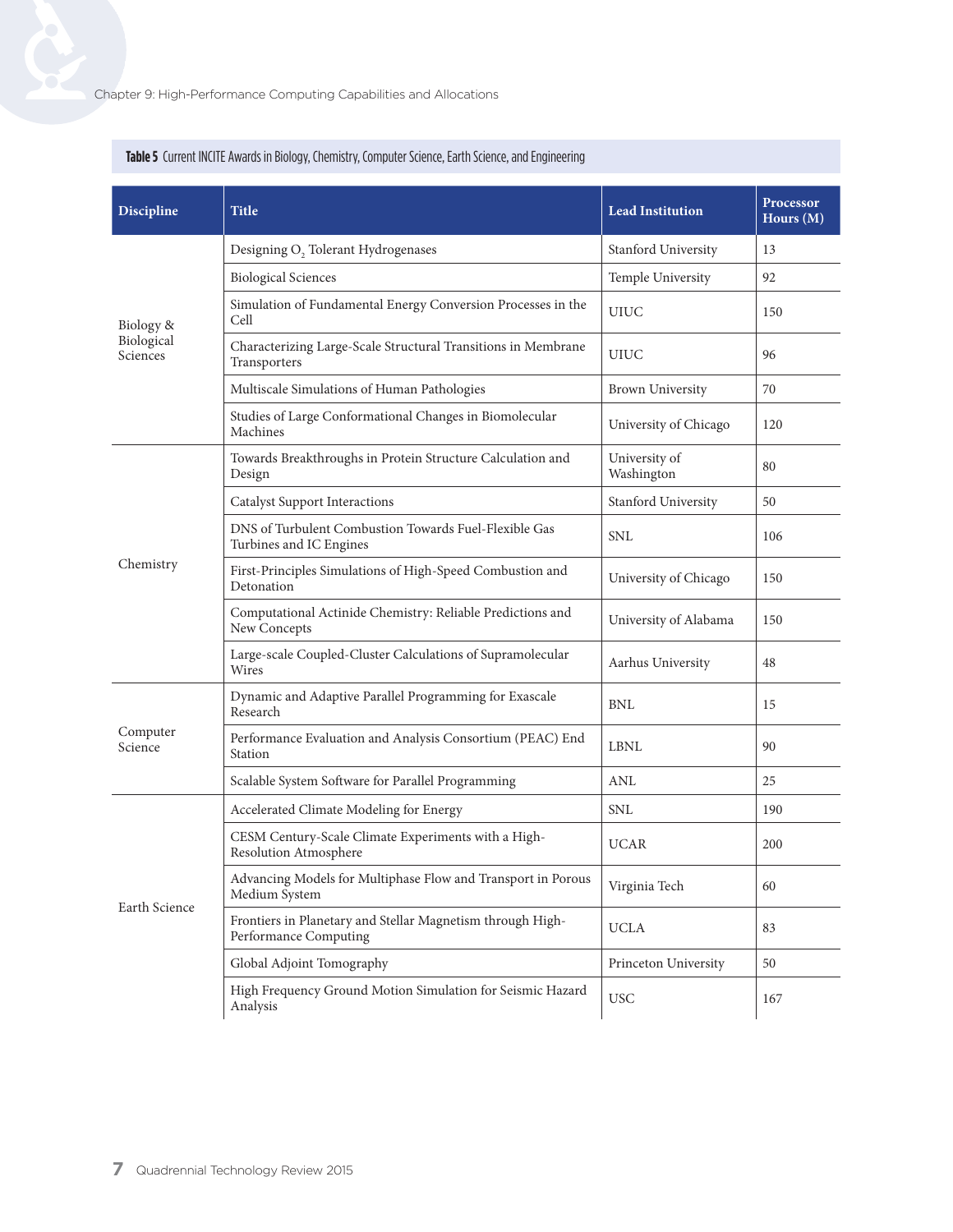**Table 5** Current INCITE Awards in Biology, Chemistry, Computer Science, Earth Science, and Engineering

| Discipline | Title | Lead Institution | Processor Hours (M) |
|---|---|---|---|
| Biology & Biological Sciences | Designing $O_2$ Tolerant Hydrogenases | Stanford University | 13 |
| | Biological Sciences | Temple University | 92 |
| | Simulation of Fundamental Energy Conversion Processes in the Cell | UIUC | 150 |
| | Characterizing Large-Scale Structural Transitions in Membrane Transporters | UIUC | 96 |
| | Multiscale Simulations of Human Pathologies | Brown University | 70 |
| | Studies of Large Conformational Changes in Biomolecular Machines | University of Chicago | 120 |
| Chemistry | Towards Breakthroughs in Protein Structure Calculation and Design | University of Washington | 80 |
| | Catalyst Support Interactions | Stanford University | 50 |
| | DNS of Turbulent Combustion Towards Fuel-Flexible Gas Turbines and IC Engines | SNL | 106 |
| | First-Principles Simulations of High-Speed Combustion and Detonation | University of Chicago | 150 |
| | Computational Actinide Chemistry: Reliable Predictions and New Concepts | University of Alabama | 150 |
| | Large-scale Coupled-Cluster Calculations of Supramolecular Wires | Aarhus University | 48 |
| Computer Science | Dynamic and Adaptive Parallel Programming for Exascale Research | BNL | 15 |
| | Performance Evaluation and Analysis Consortium (PEAC) End Station | LBNL | 90 |
| | Scalable System Software for Parallel Programming | ANL | 25 |
| Earth Science | Accelerated Climate Modeling for Energy | SNL | 190 |
| | CESM Century-Scale Climate Experiments with a High-Resolution Atmosphere | UCAR | 200 |
| | Advancing Models for Multiphase Flow and Transport in Porous Medium System | Virginia Tech | 60 |
| | Frontiers in Planetary and Stellar Magnetism through High-Performance Computing | UCLA | 83 |
| | Global Adjoint Tomography | Princeton University | 50 |
| | High Frequency Ground Motion Simulation for Seismic Hazard Analysis | USC | 167 |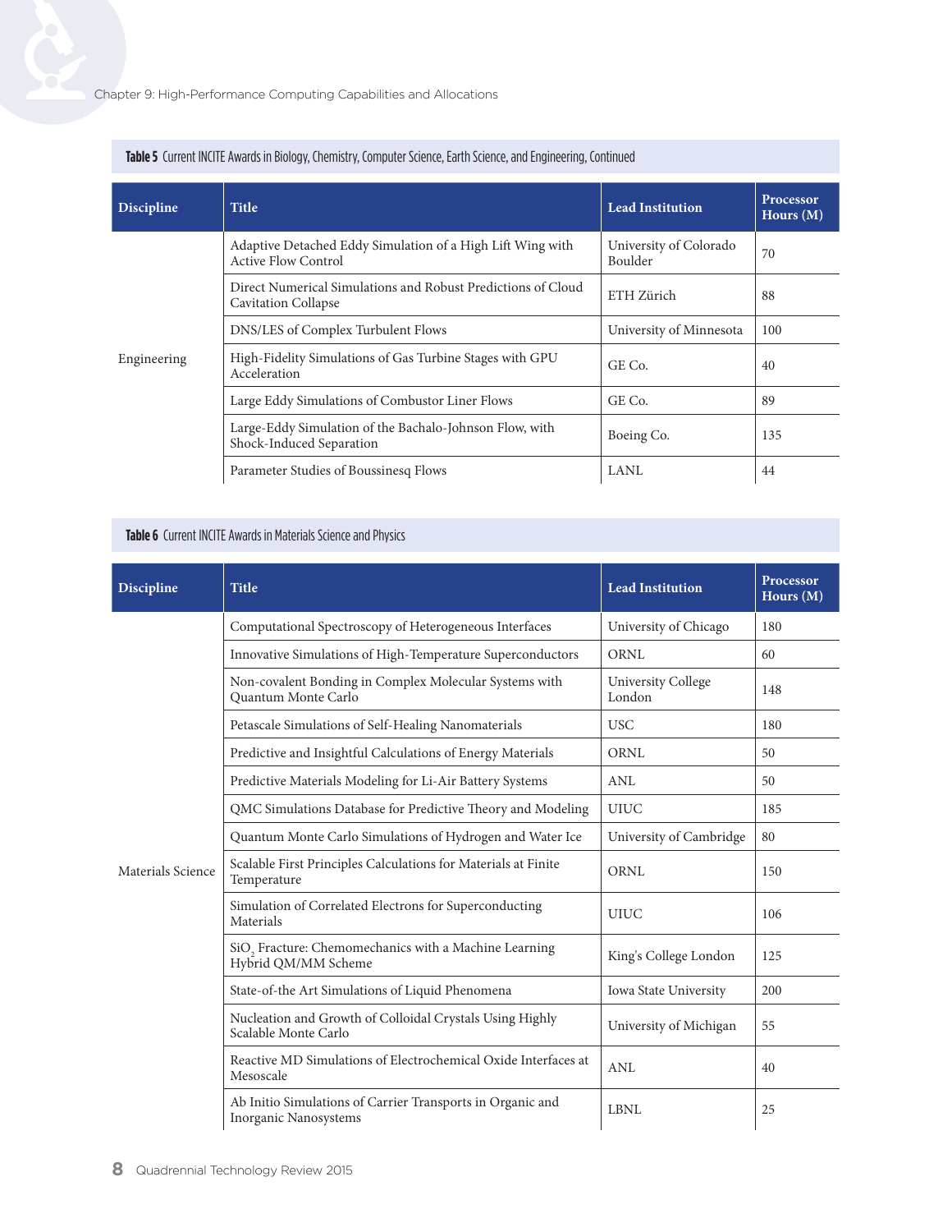**Table 5** Current INCITE Awards in Biology, Chemistry, Computer Science, Earth Science, and Engineering, Continued

| Discipline | Title | Lead Institution | Processor Hours (M) |
|---|---|---|---|
| Engineering | Adaptive Detached Eddy Simulation of a High Lift Wing with Active Flow Control | University of Colorado Boulder | 70 |
| | Direct Numerical Simulations and Robust Predictions of Cloud Cavitation Collapse | ETH Zürich | 88 |
| | DNS/LES of Complex Turbulent Flows | University of Minnesota | 100 |
| | High-Fidelity Simulations of Gas Turbine Stages with GPU Acceleration | GE Co. | 40 |
| | Large Eddy Simulations of Combustor Liner Flows | GE Co. | 89 |
| | Large-Eddy Simulation of the Bachalo-Johnson Flow, with Shock-Induced Separation | Boeing Co. | 135 |
| | Parameter Studies of Boussinesq Flows | LANL | 44 |

**Table 6** Current INCITE Awards in Materials Science and Physics

| Discipline | Title | Lead Institution | Processor Hours (M) |
|---|---|---|---|
| Materials Science | Computational Spectroscopy of Heterogeneous Interfaces | University of Chicago | 180 |
| | Innovative Simulations of High-Temperature Superconductors | ORNL | 60 |
| | Non-covalent Bonding in Complex Molecular Systems with Quantum Monte Carlo | University College London | 148 |
| | Petascale Simulations of Self-Healing Nanomaterials | USC | 180 |
| | Predictive and Insightful Calculations of Energy Materials | ORNL | 50 |
| | Predictive Materials Modeling for Li-Air Battery Systems | ANL | 50 |
| | QMC Simulations Database for Predictive Theory and Modeling | UIUC | 185 |
| | Quantum Monte Carlo Simulations of Hydrogen and Water Ice | University of Cambridge | 80 |
| | Scalable First Principles Calculations for Materials at Finite Temperature | ORNL | 150 |
| | Simulation of Correlated Electrons for Superconducting Materials | UIUC | 106 |
| | $SiO_2$ Fracture: Chemomechanics with a Machine Learning Hybrid QM/MM Scheme | King's College London | 125 |
| | State-of-the Art Simulations of Liquid Phenomena | Iowa State University | 200 |
| | Nucleation and Growth of Colloidal Crystals Using Highly Scalable Monte Carlo | University of Michigan | 55 |
| | Reactive MD Simulations of Electrochemical Oxide Interfaces at Mesoscale | ANL | 40 |
| | Ab Initio Simulations of Carrier Transports in Organic and Inorganic Nanosystems | LBNL | 25 |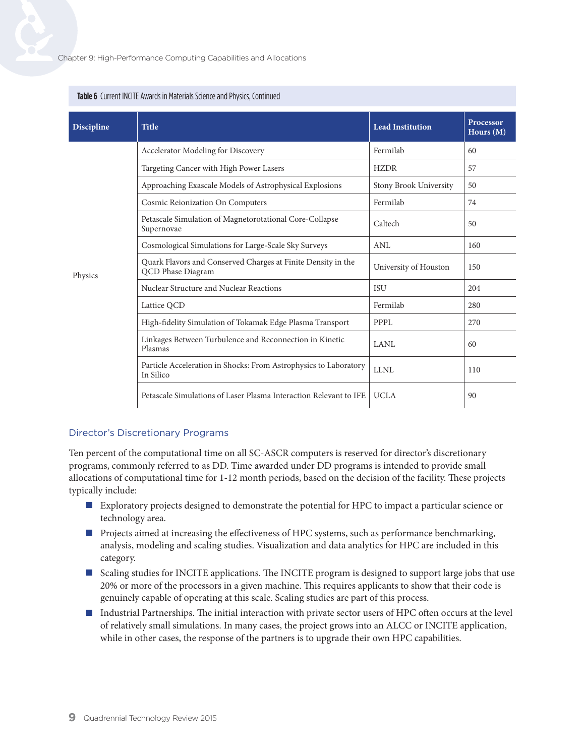**Table 6** Current INCITE Awards in Materials Science and Physics, Continued

| Discipline | Title | Lead Institution | Processor Hours (M) |
|---|---|---|---|
| Physics | Accelerator Modeling for Discovery | Fermilab | 60 |
| | Targeting Cancer with High Power Lasers | HZDR | 57 |
| | Approaching Exascale Models of Astrophysical Explosions | Stony Brook University | 50 |
| | Cosmic Reionization On Computers | Fermilab | 74 |
| | Petascale Simulation of Magnetorotational Core-Collapse Supernovae | Caltech | 50 |
| | Cosmological Simulations for Large-Scale Sky Surveys | ANL | 160 |
| | Quark Flavors and Conserved Charges at Finite Density in the QCD Phase Diagram | University of Houston | 150 |
| | Nuclear Structure and Nuclear Reactions | ISU | 204 |
| | Lattice QCD | Fermilab | 280 |
| | High-fidelity Simulation of Tokamak Edge Plasma Transport | PPPL | 270 |
| | Linkages Between Turbulence and Reconnection in Kinetic Plasmas | LANL | 60 |
| | Particle Acceleration in Shocks: From Astrophysics to Laboratory In Silico | LLNL | 110 |
| | Petascale Simulations of Laser Plasma Interaction Relevant to IFE | UCLA | 90 |

## Director's Discretionary Programs

Ten percent of the computational time on all SC-ASCR computers is reserved for director's discretionary programs, commonly referred to as DD. Time awarded under DD programs is intended to provide small allocations of computational time for 1-12 month periods, based on the decision of the facility. These projects typically include:

- Exploratory projects designed to demonstrate the potential for HPC to impact a particular science or technology area.
- Projects aimed at increasing the effectiveness of HPC systems, such as performance benchmarking, analysis, modeling and scaling studies. Visualization and data analytics for HPC are included in this category.
- Scaling studies for INCITE applications. The INCITE program is designed to support large jobs that use 20% or more of the processors in a given machine. This requires applicants to show that their code is genuinely capable of operating at this scale. Scaling studies are part of this process.
- Industrial Partnerships. The initial interaction with private sector users of HPC often occurs at the level of relatively small simulations. In many cases, the project grows into an ALCC or INCITE application, while in other cases, the response of the partners is to upgrade their own HPC capabilities.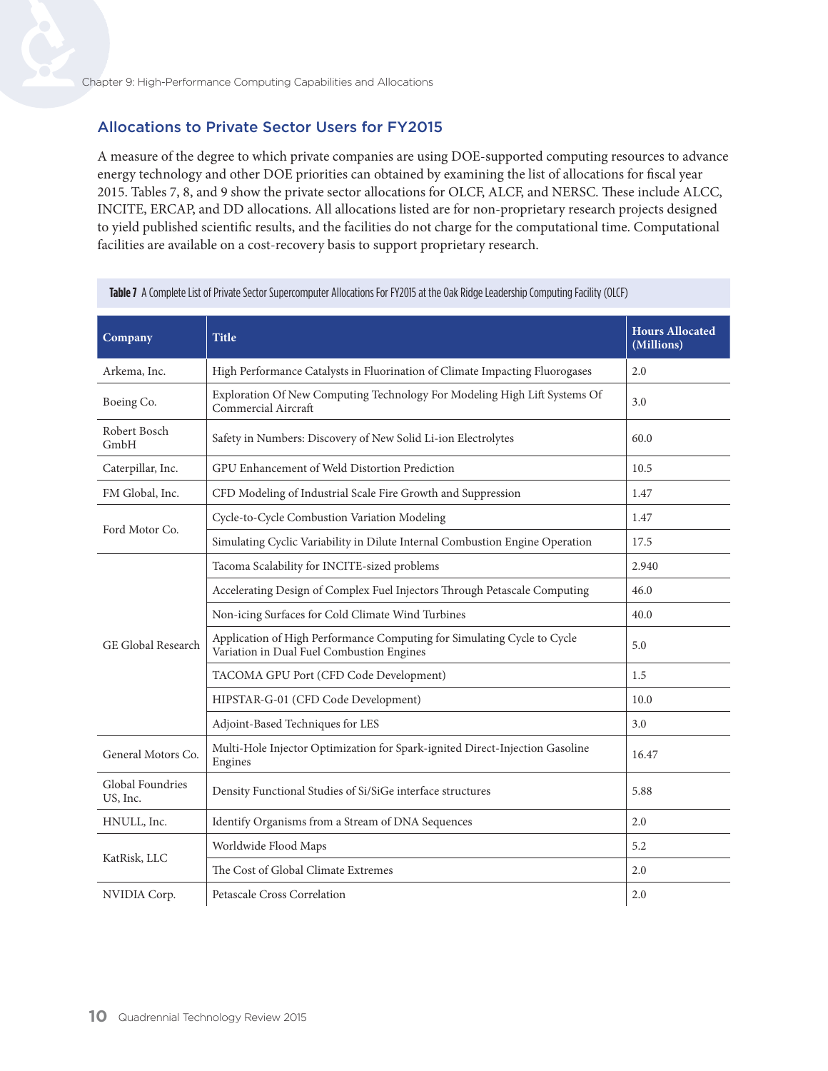## Allocations to Private Sector Users for FY2015

A measure of the degree to which private companies are using DOE-supported computing resources to advance energy technology and other DOE priorities can obtained by examining the list of allocations for fiscal year 2015. Tables 7, 8, and 9 show the private sector allocations for OLCF, ALCF, and NERSC. These include ALCC, INCITE, ERCAP, and DD allocations. All allocations listed are for non-proprietary research projects designed to yield published scientific results, and the facilities do not charge for the computational time. Computational facilities are available on a cost-recovery basis to support proprietary research.

**Table 7** A Complete List of Private Sector Supercomputer Allocations For FY2015 at the Oak Ridge Leadership Computing Facility (OLCF)

| Company | Title | Hours Allocated (Millions) |
|---|---|---|
| Arkema, Inc. | High Performance Catalysts in Fluorination of Climate Impacting Fluorogases | 2.0 |
| Boeing Co. | Exploration Of New Computing Technology For Modeling High Lift Systems Of Commercial Aircraft | 3.0 |
| Robert Bosch GmbH | Safety in Numbers: Discovery of New Solid Li-ion Electrolytes | 60.0 |
| Caterpillar, Inc. | GPU Enhancement of Weld Distortion Prediction | 10.5 |
| FM Global, Inc. | CFD Modeling of Industrial Scale Fire Growth and Suppression | 1.47 |
| Ford Motor Co. | Cycle-to-Cycle Combustion Variation Modeling | 1.47 |
| | Simulating Cyclic Variability in Dilute Internal Combustion Engine Operation | 17.5 |
| GE Global Research | Tacoma Scalability for INCITE-sized problems | 2.940 |
| | Accelerating Design of Complex Fuel Injectors Through Petascale Computing | 46.0 |
| | Non-icing Surfaces for Cold Climate Wind Turbines | 40.0 |
| | Application of High Performance Computing for Simulating Cycle to Cycle Variation in Dual Fuel Combustion Engines | 5.0 |
| | TACOMA GPU Port (CFD Code Development) | 1.5 |
| | HIPSTAR-G-01 (CFD Code Development) | 10.0 |
| | Adjoint-Based Techniques for LES | 3.0 |
| General Motors Co. | Multi-Hole Injector Optimization for Spark-ignited Direct-Injection Gasoline Engines | 16.47 |
| Global Foundries US, Inc. | Density Functional Studies of Si/SiGe interface structures | 5.88 |
| HNULL, Inc. | Identify Organisms from a Stream of DNA Sequences | 2.0 |
| KatRisk, LLC | Worldwide Flood Maps | 5.2 |
| | The Cost of Global Climate Extremes | 2.0 |
| NVIDIA Corp. | Petascale Cross Correlation | 2.0 |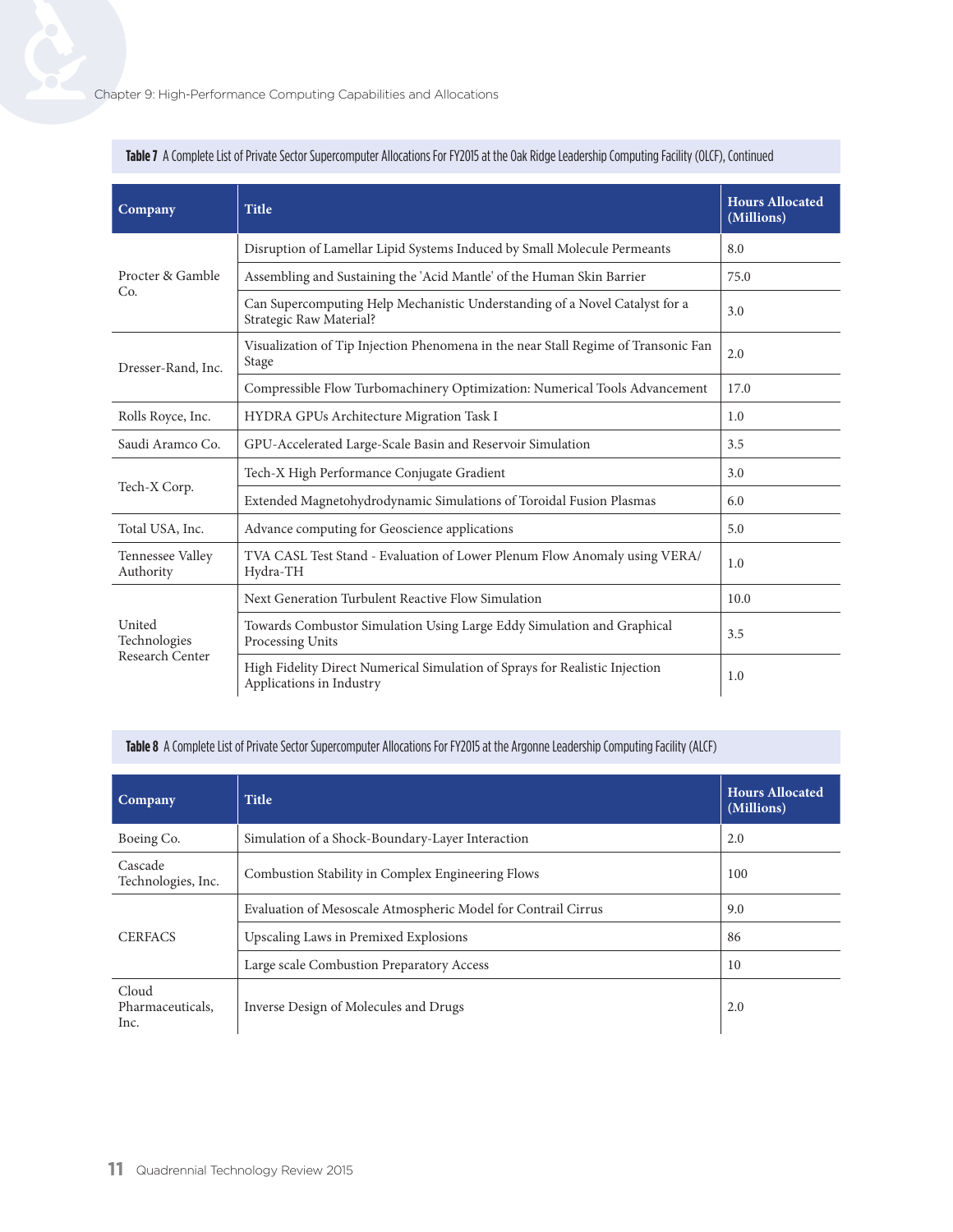**Table 7** A Complete List of Private Sector Supercomputer Allocations For FY2015 at the Oak Ridge Leadership Computing Facility (OLCF), Continued

| Company | Title | Hours Allocated (Millions) |
| --- | --- | --- |
| Procter & Gamble Co. | Disruption of Lamellar Lipid Systems Induced by Small Molecule Permeants | 8.0 |
| | Assembling and Sustaining the 'Acid Mantle' of the Human Skin Barrier | 75.0 |
| | Can Supercomputing Help Mechanistic Understanding of a Novel Catalyst for a Strategic Raw Material? | 3.0 |
| Dresser-Rand, Inc. | Visualization of Tip Injection Phenomena in the near Stall Regime of Transonic Fan Stage | 2.0 |
| | Compressible Flow Turbomachinery Optimization: Numerical Tools Advancement | 17.0 |
| Rolls Royce, Inc. | HYDRA GPUs Architecture Migration Task I | 1.0 |
| Saudi Aramco Co. | GPU-Accelerated Large-Scale Basin and Reservoir Simulation | 3.5 |
| Tech-X Corp. | Tech-X High Performance Conjugate Gradient | 3.0 |
| | Extended Magnetohydrodynamic Simulations of Toroidal Fusion Plasmas | 6.0 |
| Total USA, Inc. | Advance computing for Geoscience applications | 5.0 |
| Tennessee Valley Authority | TVA CASL Test Stand - Evaluation of Lower Plenum Flow Anomaly using VERA/ Hydra-TH | 1.0 |
| United Technologies Research Center | Next Generation Turbulent Reactive Flow Simulation | 10.0 |
| | Towards Combustor Simulation Using Large Eddy Simulation and Graphical Processing Units | 3.5 |
| | High Fidelity Direct Numerical Simulation of Sprays for Realistic Injection Applications in Industry | 1.0 |

**Table 8** A Complete List of Private Sector Supercomputer Allocations For FY2015 at the Argonne Leadership Computing Facility (ALCF)

| Company | Title | Hours Allocated (Millions) |
| --- | --- | --- |
| Boeing Co. | Simulation of a Shock-Boundary-Layer Interaction | 2.0 |
| Cascade Technologies, Inc. | Combustion Stability in Complex Engineering Flows | 100 |
| CERFACS | Evaluation of Mesoscale Atmospheric Model for Contrail Cirrus | 9.0 |
| | Upscaling Laws in Premixed Explosions | 86 |
| | Large scale Combustion Preparatory Access | 10 |
| Cloud Pharmaceuticals, Inc. | Inverse Design of Molecules and Drugs | 2.0 |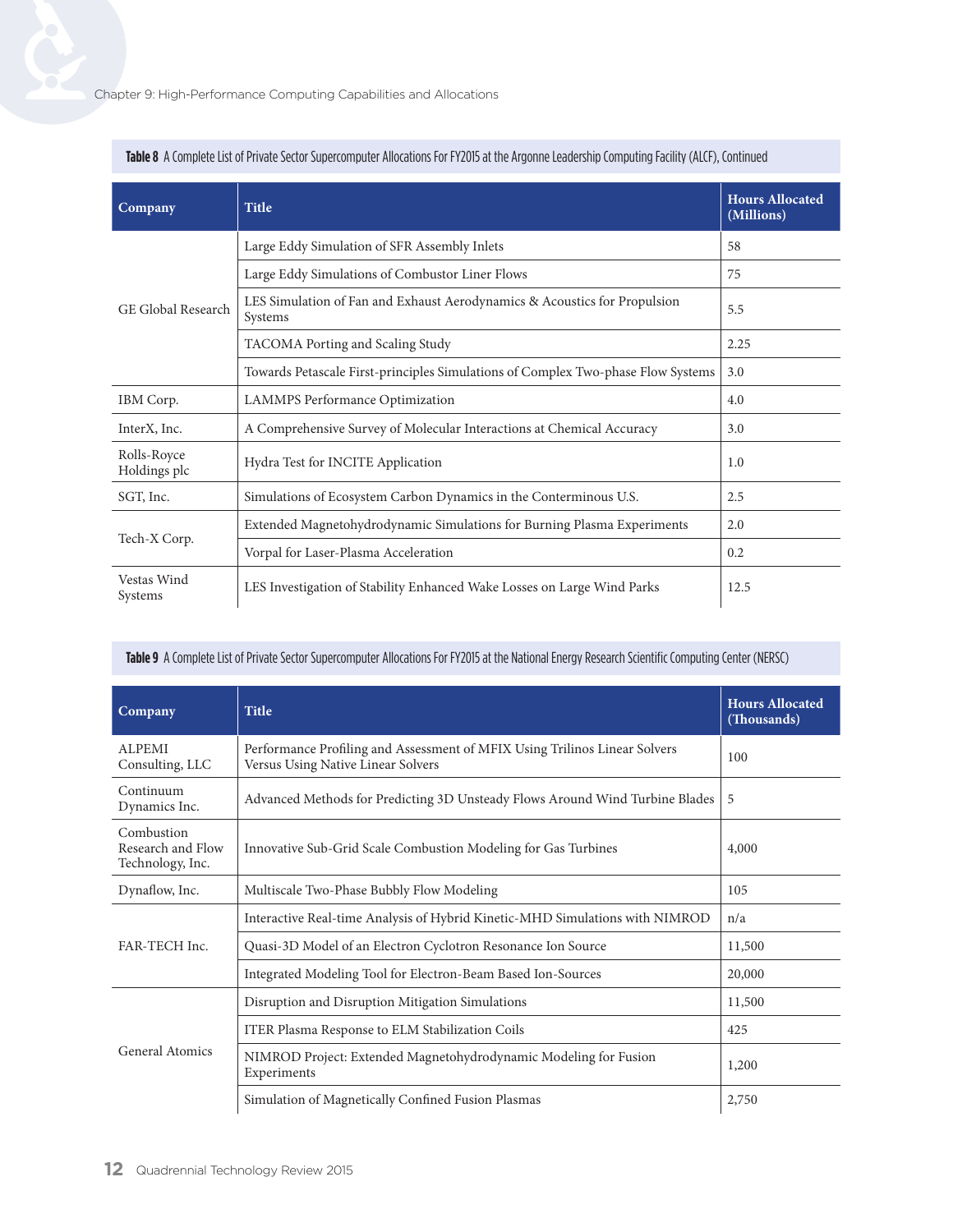**Table 8** A Complete List of Private Sector Supercomputer Allocations For FY2015 at the Argonne Leadership Computing Facility (ALCF), Continued

| Company | Title | Hours Allocated (Millions) |
|---|---|---|
| GE Global Research | Large Eddy Simulation of SFR Assembly Inlets | 58 |
| | Large Eddy Simulations of Combustor Liner Flows | 75 |
| | LES Simulation of Fan and Exhaust Aerodynamics & Acoustics for Propulsion Systems | 5.5 |
| | TACOMA Porting and Scaling Study | 2.25 |
| | Towards Petascale First-principles Simulations of Complex Two-phase Flow Systems | 3.0 |
| IBM Corp. | LAMMPS Performance Optimization | 4.0 |
| InterX, Inc. | A Comprehensive Survey of Molecular Interactions at Chemical Accuracy | 3.0 |
| Rolls-Royce Holdings plc | Hydra Test for INCITE Application | 1.0 |
| SGT, Inc. | Simulations of Ecosystem Carbon Dynamics in the Conterminous U.S. | 2.5 |
| Tech-X Corp. | Extended Magnetohydrodynamic Simulations for Burning Plasma Experiments | 2.0 |
| | Vorpal for Laser-Plasma Acceleration | 0.2 |
| Vestas Wind Systems | LES Investigation of Stability Enhanced Wake Losses on Large Wind Parks | 12.5 |

**Table 9** A Complete List of Private Sector Supercomputer Allocations For FY2015 at the National Energy Research Scientific Computing Center (NERSC)

| Company | Title | Hours Allocated (Thousands) |
|---|---|---|
| ALPEMI Consulting, LLC | Performance Profiling and Assessment of MFIX Using Trilinos Linear Solvers Versus Using Native Linear Solvers | 100 |
| Continuum Dynamics Inc. | Advanced Methods for Predicting 3D Unsteady Flows Around Wind Turbine Blades | 5 |
| Combustion Research and Flow Technology, Inc. | Innovative Sub-Grid Scale Combustion Modeling for Gas Turbines | 4,000 |
| Dynaflow, Inc. | Multiscale Two-Phase Bubbly Flow Modeling | 105 |
| FAR-TECH Inc. | Interactive Real-time Analysis of Hybrid Kinetic-MHD Simulations with NIMROD | n/a |
| | Quasi-3D Model of an Electron Cyclotron Resonance Ion Source | 11,500 |
| | Integrated Modeling Tool for Electron-Beam Based Ion-Sources | 20,000 |
| General Atomics | Disruption and Disruption Mitigation Simulations | 11,500 |
| | ITER Plasma Response to ELM Stabilization Coils | 425 |
| | NIMROD Project: Extended Magnetohydrodynamic Modeling for Fusion Experiments | 1,200 |
| | Simulation of Magnetically Confined Fusion Plasmas | 2,750 |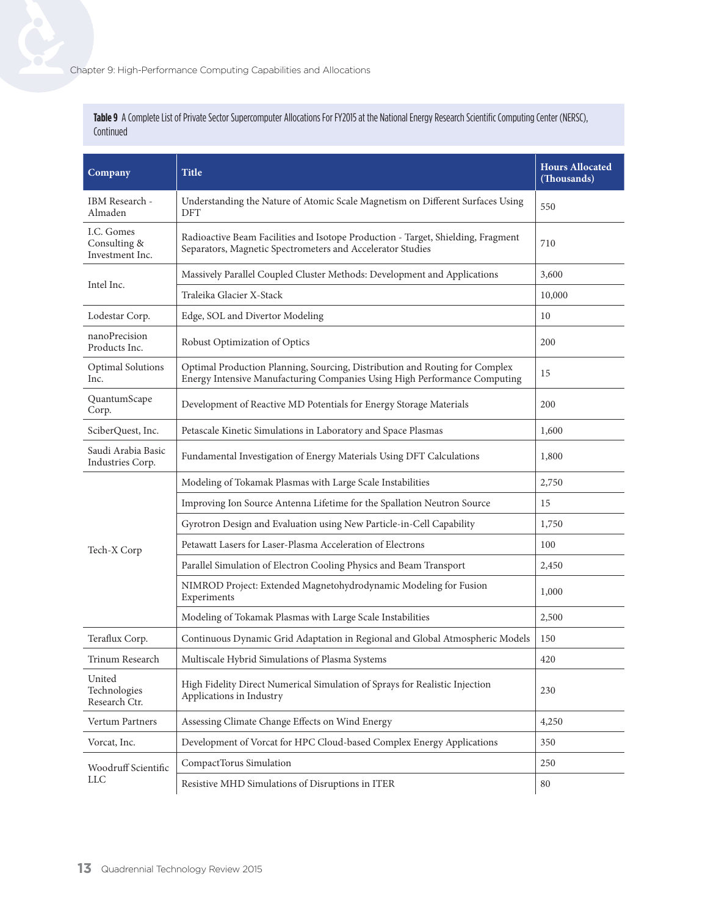**Table 9** A Complete List of Private Sector Supercomputer Allocations For FY2015 at the National Energy Research Scientific Computing Center (NERSC), Continued

| Company | Title | Hours Allocated (Thousands) |
|---|---|---|
| IBM Research - Almaden | Understanding the Nature of Atomic Scale Magnetism on Different Surfaces Using DFT | 550 |
| I.C. Gomes Consulting & Investment Inc. | Radioactive Beam Facilities and Isotope Production - Target, Shielding, Fragment Separators, Magnetic Spectrometers and Accelerator Studies | 710 |
| Intel Inc. | Massively Parallel Coupled Cluster Methods: Development and Applications | 3,600 |
| | Traleika Glacier X-Stack | 10,000 |
| Lodestar Corp. | Edge, SOL and Divertor Modeling | 10 |
| nanoPrecision Products Inc. | Robust Optimization of Optics | 200 |
| Optimal Solutions Inc. | Optimal Production Planning, Sourcing, Distribution and Routing for Complex Energy Intensive Manufacturing Companies Using High Performance Computing | 15 |
| QuantumScape Corp. | Development of Reactive MD Potentials for Energy Storage Materials | 200 |
| SciberQuest, Inc. | Petascale Kinetic Simulations in Laboratory and Space Plasmas | 1,600 |
| Saudi Arabia Basic Industries Corp. | Fundamental Investigation of Energy Materials Using DFT Calculations | 1,800 |
| Tech-X Corp | Modeling of Tokamak Plasmas with Large Scale Instabilities | 2,750 |
| | Improving Ion Source Antenna Lifetime for the Spallation Neutron Source | 15 |
| | Gyrotron Design and Evaluation using New Particle-in-Cell Capability | 1,750 |
| | Petawatt Lasers for Laser-Plasma Acceleration of Electrons | 100 |
| | Parallel Simulation of Electron Cooling Physics and Beam Transport | 2,450 |
| | NIMROD Project: Extended Magnetohydrodynamic Modeling for Fusion Experiments | 1,000 |
| | Modeling of Tokamak Plasmas with Large Scale Instabilities | 2,500 |
| Teraflux Corp. | Continuous Dynamic Grid Adaptation in Regional and Global Atmospheric Models | 150 |
| Trinum Research | Multiscale Hybrid Simulations of Plasma Systems | 420 |
| United Technologies Research Ctr. | High Fidelity Direct Numerical Simulation of Sprays for Realistic Injection Applications in Industry | 230 |
| Vertum Partners | Assessing Climate Change Effects on Wind Energy | 4,250 |
| Vorcat, Inc. | Development of Vorcat for HPC Cloud-based Complex Energy Applications | 350 |
| Woodruff Scientific LLC | CompactTorus Simulation | 250 |
| | Resistive MHD Simulations of Disruptions in ITER | 80 |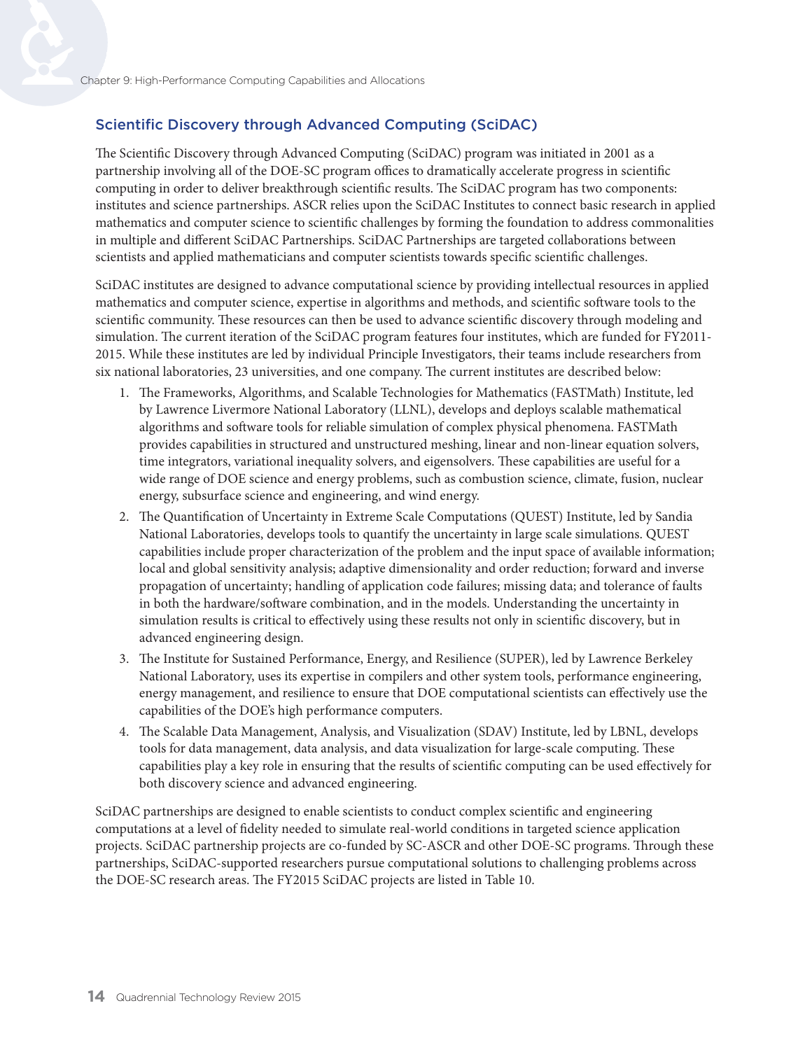## Scientific Discovery through Advanced Computing (SciDAC)

The Scientific Discovery through Advanced Computing (SciDAC) program was initiated in 2001 as a partnership involving all of the DOE-SC program offices to dramatically accelerate progress in scientific computing in order to deliver breakthrough scientific results. The SciDAC program has two components: institutes and science partnerships. ASCR relies upon the SciDAC Institutes to connect basic research in applied mathematics and computer science to scientific challenges by forming the foundation to address commonalities in multiple and different SciDAC Partnerships. SciDAC Partnerships are targeted collaborations between scientists and applied mathematicians and computer scientists towards specific scientific challenges.

SciDAC institutes are designed to advance computational science by providing intellectual resources in applied mathematics and computer science, expertise in algorithms and methods, and scientific software tools to the scientific community. These resources can then be used to advance scientific discovery through modeling and simulation. The current iteration of the SciDAC program features four institutes, which are funded for FY2011-2015. While these institutes are led by individual Principle Investigators, their teams include researchers from six national laboratories, 23 universities, and one company. The current institutes are described below:

1. The Frameworks, Algorithms, and Scalable Technologies for Mathematics (FASTMath) Institute, led by Lawrence Livermore National Laboratory (LLNL), develops and deploys scalable mathematical algorithms and software tools for reliable simulation of complex physical phenomena. FASTMath provides capabilities in structured and unstructured meshing, linear and non-linear equation solvers, time integrators, variational inequality solvers, and eigensolvers. These capabilities are useful for a wide range of DOE science and energy problems, such as combustion science, climate, fusion, nuclear energy, subsurface science and engineering, and wind energy.
2. The Quantification of Uncertainty in Extreme Scale Computations (QUEST) Institute, led by Sandia National Laboratories, develops tools to quantify the uncertainty in large scale simulations. QUEST capabilities include proper characterization of the problem and the input space of available information; local and global sensitivity analysis; adaptive dimensionality and order reduction; forward and inverse propagation of uncertainty; handling of application code failures; missing data; and tolerance of faults in both the hardware/software combination, and in the models. Understanding the uncertainty in simulation results is critical to effectively using these results not only in scientific discovery, but in advanced engineering design.
3. The Institute for Sustained Performance, Energy, and Resilience (SUPER), led by Lawrence Berkeley National Laboratory, uses its expertise in compilers and other system tools, performance engineering, energy management, and resilience to ensure that DOE computational scientists can effectively use the capabilities of the DOE's high performance computers.
4. The Scalable Data Management, Analysis, and Visualization (SDAV) Institute, led by LBNL, develops tools for data management, data analysis, and data visualization for large-scale computing. These capabilities play a key role in ensuring that the results of scientific computing can be used effectively for both discovery science and advanced engineering.

SciDAC partnerships are designed to enable scientists to conduct complex scientific and engineering computations at a level of fidelity needed to simulate real-world conditions in targeted science application projects. SciDAC partnership projects are co-funded by SC-ASCR and other DOE-SC programs. Through these partnerships, SciDAC-supported researchers pursue computational solutions to challenging problems across the DOE-SC research areas. The FY2015 SciDAC projects are listed in Table 10.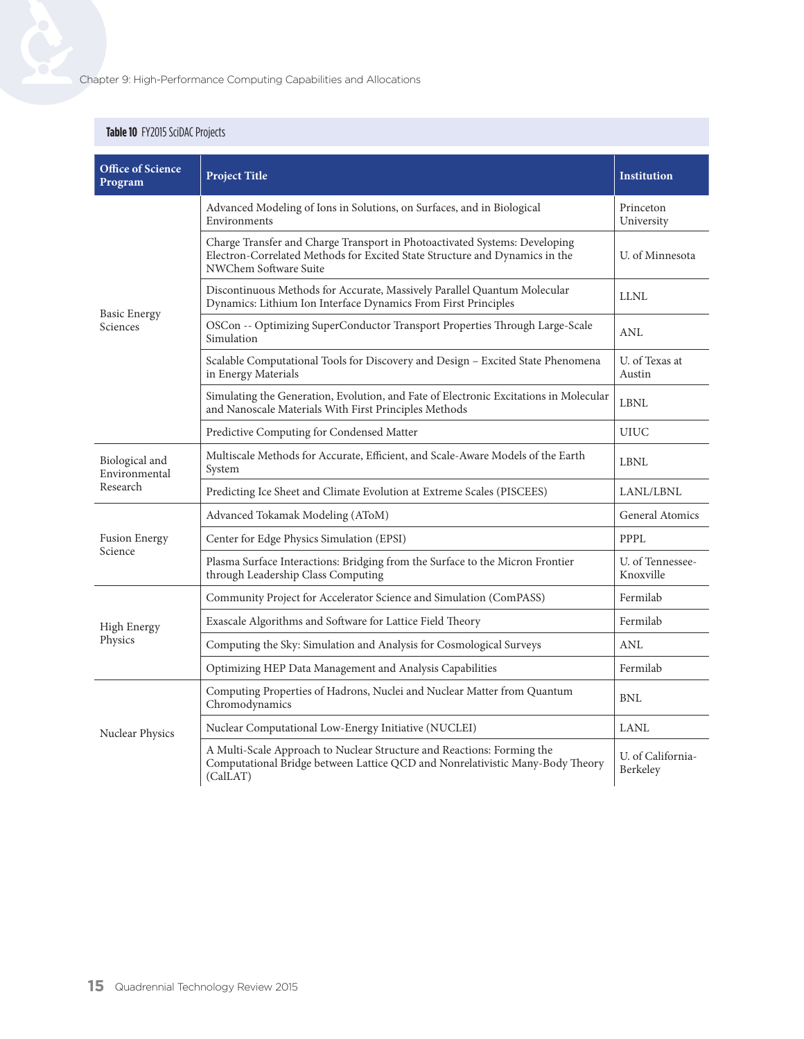**Table 10** FY2015 SciDAC Projects

| Office of Science Program | Project Title | Institution |
|---|---|---|
| Basic Energy Sciences | Advanced Modeling of Ions in Solutions, on Surfaces, and in Biological Environments | Princeton University |
| | Charge Transfer and Charge Transport in Photoactivated Systems: Developing Electron-Correlated Methods for Excited State Structure and Dynamics in the NWChem Software Suite | U. of Minnesota |
| | Discontinuous Methods for Accurate, Massively Parallel Quantum Molecular Dynamics: Lithium Ion Interface Dynamics From First Principles | LLNL |
| | OSCon -- Optimizing SuperConductor Transport Properties Through Large-Scale Simulation | ANL |
| | Scalable Computational Tools for Discovery and Design – Excited State Phenomena in Energy Materials | U. of Texas at Austin |
| | Simulating the Generation, Evolution, and Fate of Electronic Excitations in Molecular and Nanoscale Materials With First Principles Methods | LBNL |
| | Predictive Computing for Condensed Matter | UIUC |
| Biological and Environmental Research | Multiscale Methods for Accurate, Efficient, and Scale-Aware Models of the Earth System | LBNL |
| | Predicting Ice Sheet and Climate Evolution at Extreme Scales (PISCEES) | LANL/LBNL |
| Fusion Energy Science | Advanced Tokamak Modeling (AToM) | General Atomics |
| | Center for Edge Physics Simulation (EPSI) | PPPL |
| | Plasma Surface Interactions: Bridging from the Surface to the Micron Frontier through Leadership Class Computing | U. of Tennessee-Knoxville |
| High Energy Physics | Community Project for Accelerator Science and Simulation (ComPASS) | Fermilab |
| | Exascale Algorithms and Software for Lattice Field Theory | Fermilab |
| | Computing the Sky: Simulation and Analysis for Cosmological Surveys | ANL |
| | Optimizing HEP Data Management and Analysis Capabilities | Fermilab |
| Nuclear Physics | Computing Properties of Hadrons, Nuclei and Nuclear Matter from Quantum Chromodynamics | BNL |
| | Nuclear Computational Low-Energy Initiative (NUCLEI) | LANL |
| | A Multi-Scale Approach to Nuclear Structure and Reactions: Forming the Computational Bridge between Lattice QCD and Nonrelativistic Many-Body Theory (CalLAT) | U. of California-Berkeley |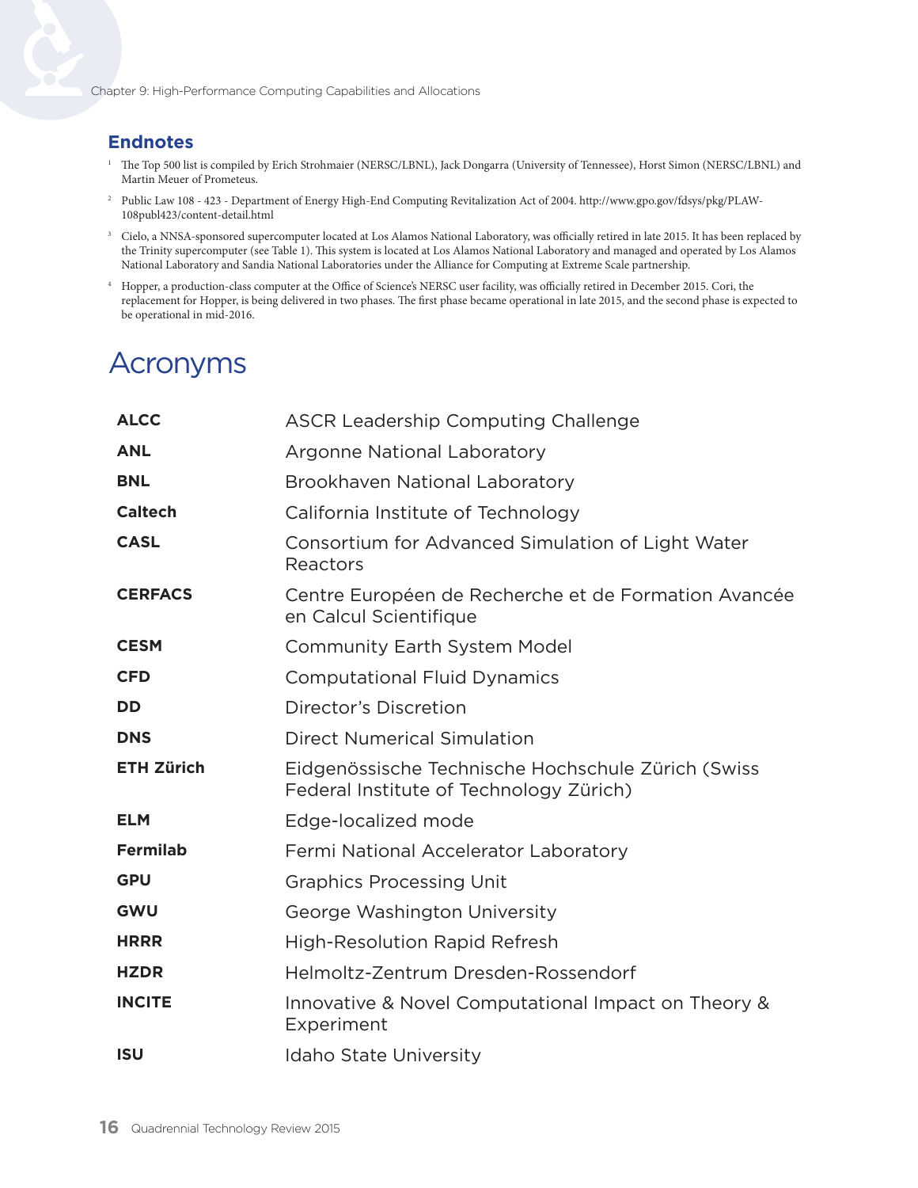## Endnotes

[1] The Top 500 list is compiled by Erich Strohmaier (NERSC/LBNL), Jack Dongarra (University of Tennessee), Horst Simon (NERSC/LBNL) and Martin Meuer of Prometeus.

[2] Public Law 108 - 423 - Department of Energy High-End Computing Revitalization Act of 2004. http://www.gpo.gov/fdsys/pkg/PLAW-108publ423/content-detail.html

[3] Cielo, a NNSA-sponsored supercomputer located at Los Alamos National Laboratory, was officially retired in late 2015. It has been replaced by the Trinity supercomputer (see Table 1). This system is located at Los Alamos National Laboratory and managed and operated by Los Alamos National Laboratory and Sandia National Laboratories under the Alliance for Computing at Extreme Scale partnership.

[4] Hopper, a production-class computer at the Office of Science's NERSC user facility, was officially retired in December 2015. Cori, the replacement for Hopper, is being delivered in two phases. The first phase became operational in late 2015, and the second phase is expected to be operational in mid-2016.

# Acronyms

| | |
|---|---|
| **ALCC** | ASCR Leadership Computing Challenge |
| **ANL** | Argonne National Laboratory |
| **BNL** | Brookhaven National Laboratory |
| **Caltech** | California Institute of Technology |
| **CASL** | Consortium for Advanced Simulation of Light Water Reactors |
| **CERFACS** | Centre Européen de Recherche et de Formation Avancée en Calcul Scientifique |
| **CESM** | Community Earth System Model |
| **CFD** | Computational Fluid Dynamics |
| **DD** | Director's Discretion |
| **DNS** | Direct Numerical Simulation |
| **ETH Zürich** | Eidgenössische Technische Hochschule Zürich (Swiss Federal Institute of Technology Zürich) |
| **ELM** | Edge-localized mode |
| **Fermilab** | Fermi National Accelerator Laboratory |
| **GPU** | Graphics Processing Unit |
| **GWU** | George Washington University |
| **HRRR** | High-Resolution Rapid Refresh |
| **HZDR** | Helmoltz-Zentrum Dresden-Rossendorf |
| **INCITE** | Innovative & Novel Computational Impact on Theory & Experiment |
| **ISU** | Idaho State University |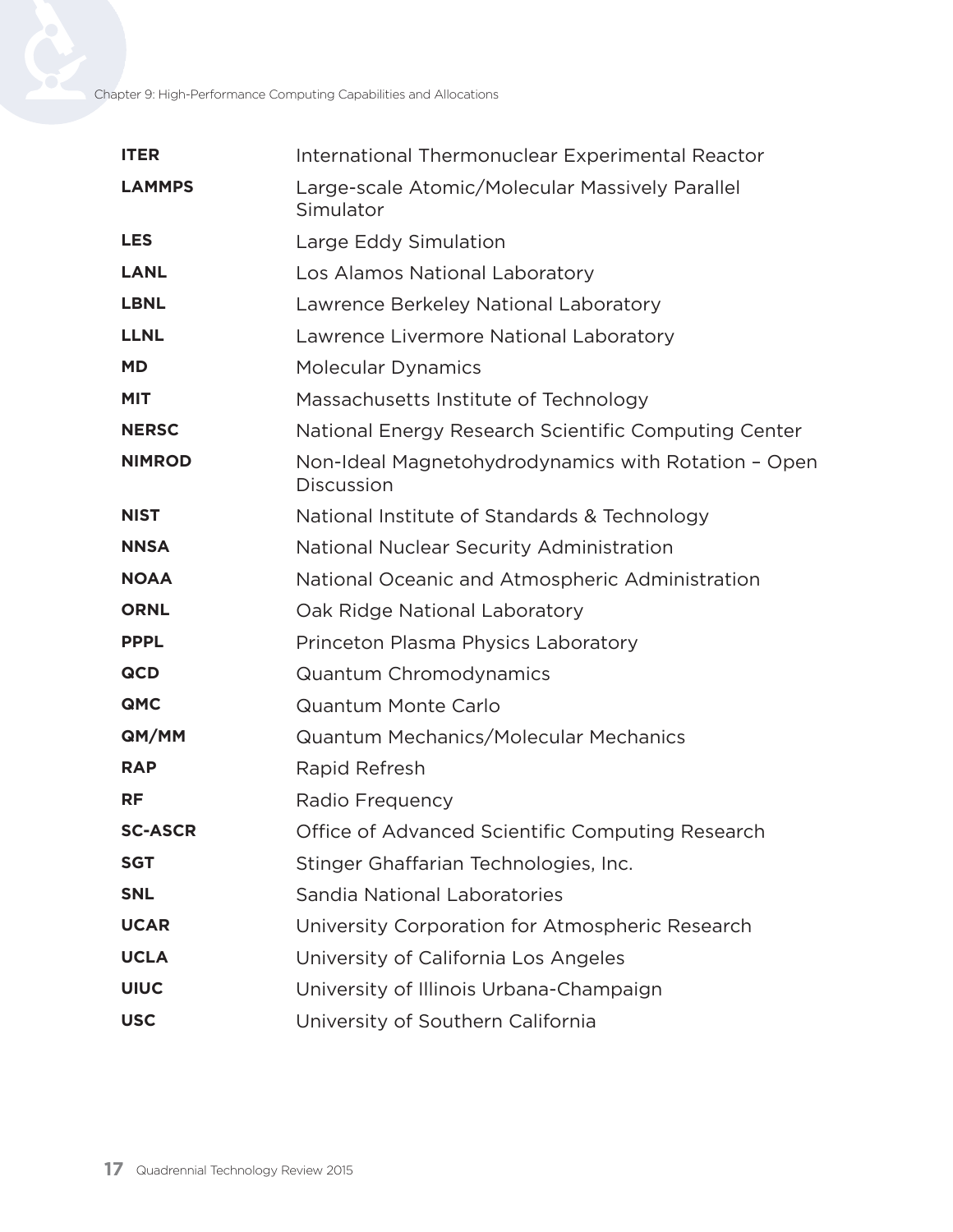| | |
|---|---|
| **ITER** | International Thermonuclear Experimental Reactor |
| **LAMMPS** | Large-scale Atomic/Molecular Massively Parallel Simulator |
| **LES** | Large Eddy Simulation |
| **LANL** | Los Alamos National Laboratory |
| **LBNL** | Lawrence Berkeley National Laboratory |
| **LLNL** | Lawrence Livermore National Laboratory |
| **MD** | Molecular Dynamics |
| **MIT** | Massachusetts Institute of Technology |
| **NERSC** | National Energy Research Scientific Computing Center |
| **NIMROD** | Non-Ideal Magnetohydrodynamics with Rotation – Open Discussion |
| **NIST** | National Institute of Standards & Technology |
| **NNSA** | National Nuclear Security Administration |
| **NOAA** | National Oceanic and Atmospheric Administration |
| **ORNL** | Oak Ridge National Laboratory |
| **PPPL** | Princeton Plasma Physics Laboratory |
| **QCD** | Quantum Chromodynamics |
| **QMC** | Quantum Monte Carlo |
| **QM/MM** | Quantum Mechanics/Molecular Mechanics |
| **RAP** | Rapid Refresh |
| **RF** | Radio Frequency |
| **SC-ASCR** | Office of Advanced Scientific Computing Research |
| **SGT** | Stinger Ghaffarian Technologies, Inc. |
| **SNL** | Sandia National Laboratories |
| **UCAR** | University Corporation for Atmospheric Research |
| **UCLA** | University of California Los Angeles |
| **UIUC** | University of Illinois Urbana-Champaign |
| **USC** | University of Southern California |